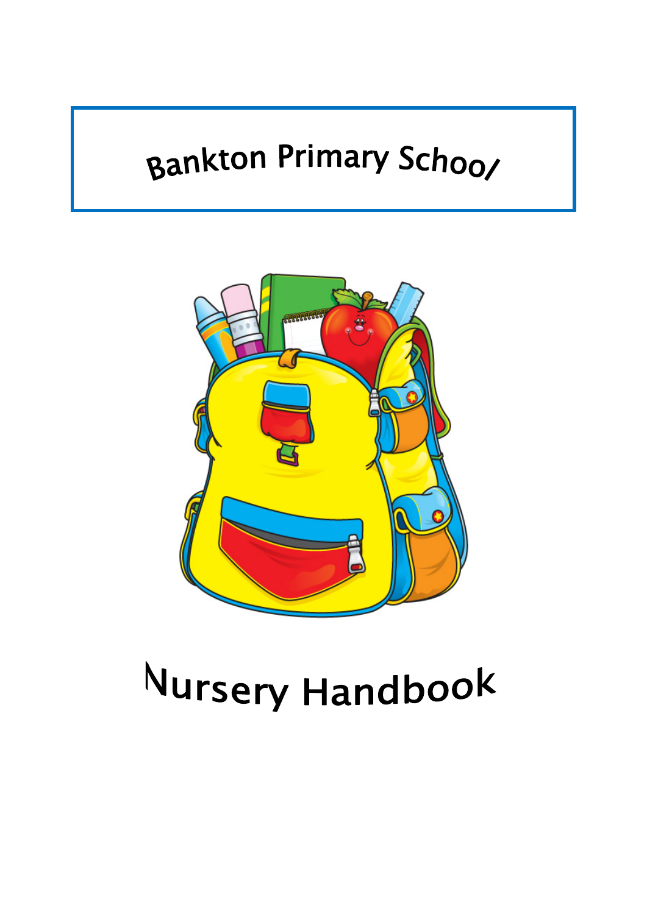# Bankton Primary School

# Nursery Handbook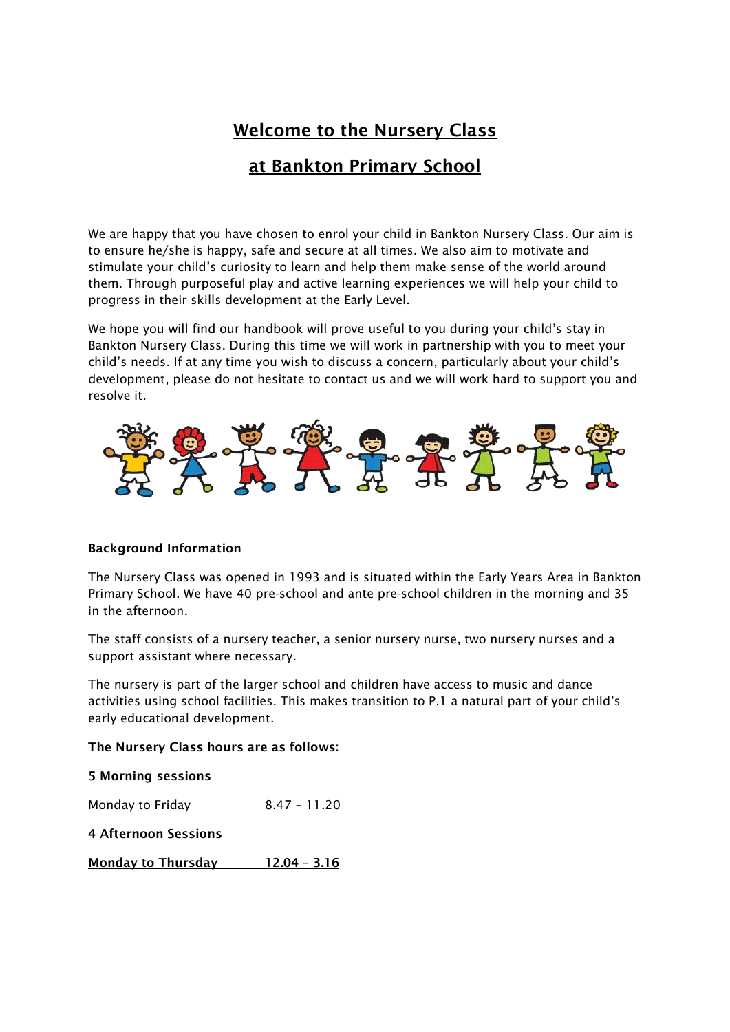# Welcome to the Nursery Class

# at Bankton Primary School

We are happy that you have chosen to enrol your child in Bankton Nursery Class. Our aim is to ensure he/she is happy, safe and secure at all times. We also aim to motivate and stimulate your child's curiosity to learn and help them make sense of the world around them. Through purposeful play and active learning experiences we will help your child to progress in their skills development at the Early Level.

We hope you will find our handbook will prove useful to you during your child's stay in Bankton Nursery Class. During this time we will work in partnership with you to meet your child's needs. If at any time you wish to discuss a concern, particularly about your child's development, please do not hesitate to contact us and we will work hard to support you and resolve it.

**Background Information**

The Nursery Class was opened in 1993 and is situated within the Early Years Area in Bankton Primary School. We have 40 pre-school and ante pre-school children in the morning and 35 in the afternoon.

The staff consists of a nursery teacher, a senior nursery nurse, two nursery nurses and a support assistant where necessary.

The nursery is part of the larger school and children have access to music and dance activities using school facilities. This makes transition to P.1 a natural part of your child's early educational development.

**The Nursery Class hours are as follows:**

**5 Morning sessions**

Monday to Friday 8.47 – 11.20

**4 Afternoon Sessions**

**Monday to Thursday 12.04 – 3.16**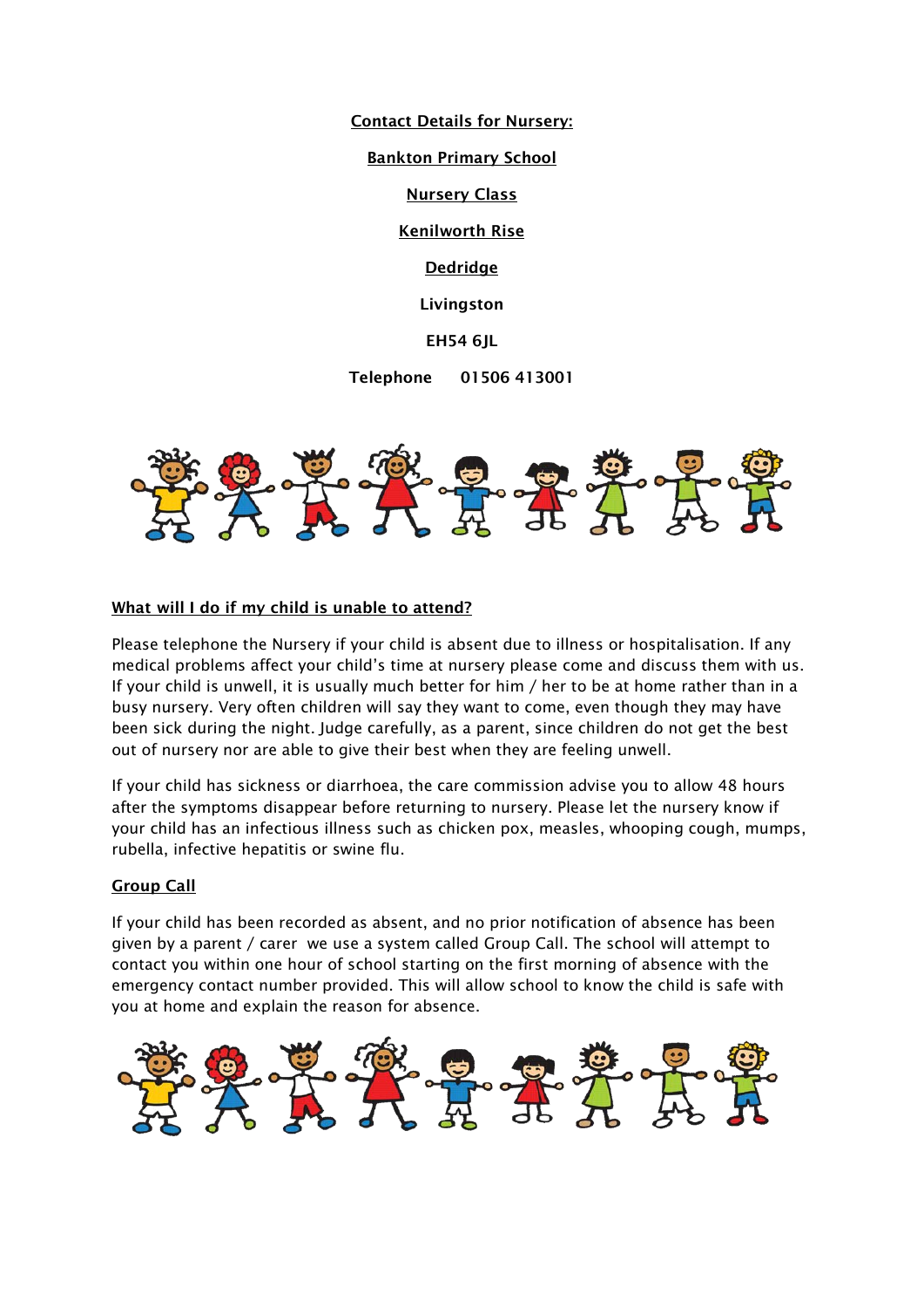**Contact Details for Nursery:**

**Bankton Primary School**

**Nursery Class**

**Kenilworth Rise**

**Dedridge**

**Livingston**

**EH54 6JL**

**Telephone 01506 413001**

## What will I do if my child is unable to attend?

Please telephone the Nursery if your child is absent due to illness or hospitalisation. If any medical problems affect your child's time at nursery please come and discuss them with us. If your child is unwell, it is usually much better for him / her to be at home rather than in a busy nursery. Very often children will say they want to come, even though they may have been sick during the night. Judge carefully, as a parent, since children do not get the best out of nursery nor are able to give their best when they are feeling unwell.

If your child has sickness or diarrhoea, the care commission advise you to allow 48 hours after the symptoms disappear before returning to nursery. Please let the nursery know if your child has an infectious illness such as chicken pox, measles, whooping cough, mumps, rubella, infective hepatitis or swine flu.

## Group Call

If your child has been recorded as absent, and no prior notification of absence has been given by a parent / carer we use a system called Group Call. The school will attempt to contact you within one hour of school starting on the first morning of absence with the emergency contact number provided. This will allow school to know the child is safe with you at home and explain the reason for absence.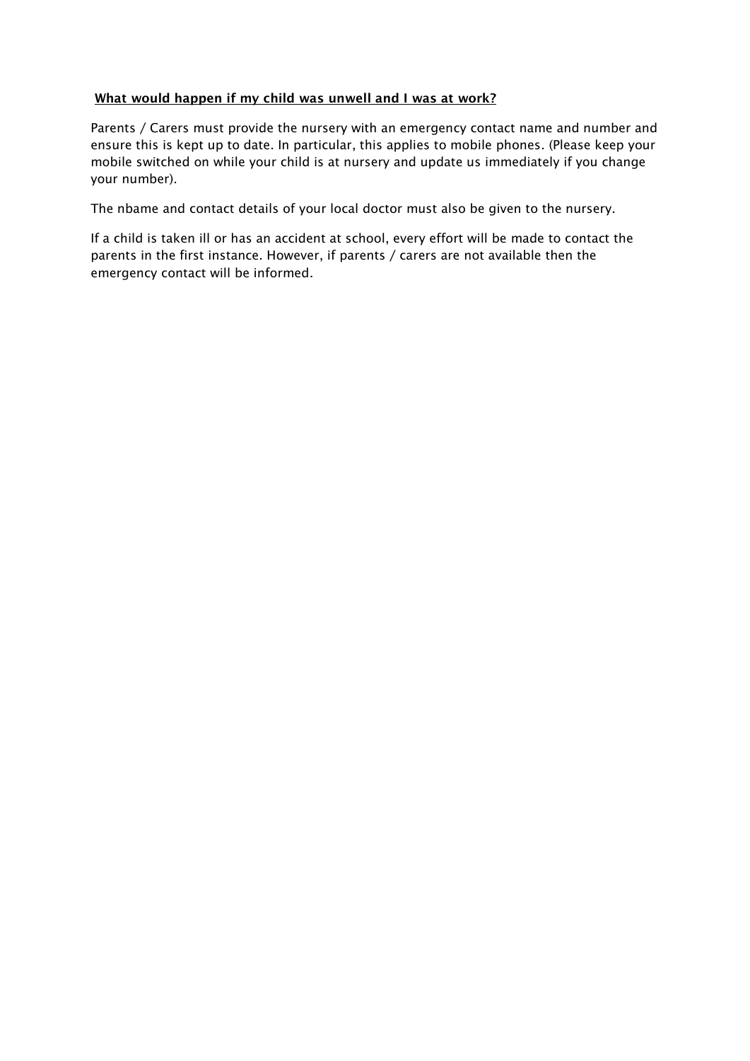**<u>What would happen if my child was unwell and I was at work?</u>**

Parents / Carers must provide the nursery with an emergency contact name and number and ensure this is kept up to date. In particular, this applies to mobile phones. (Please keep your mobile switched on while your child is at nursery and update us immediately if you change your number).

The nbame and contact details of your local doctor must also be given to the nursery.

If a child is taken ill or has an accident at school, every effort will be made to contact the parents in the first instance. However, if parents / carers are not available then the emergency contact will be informed.